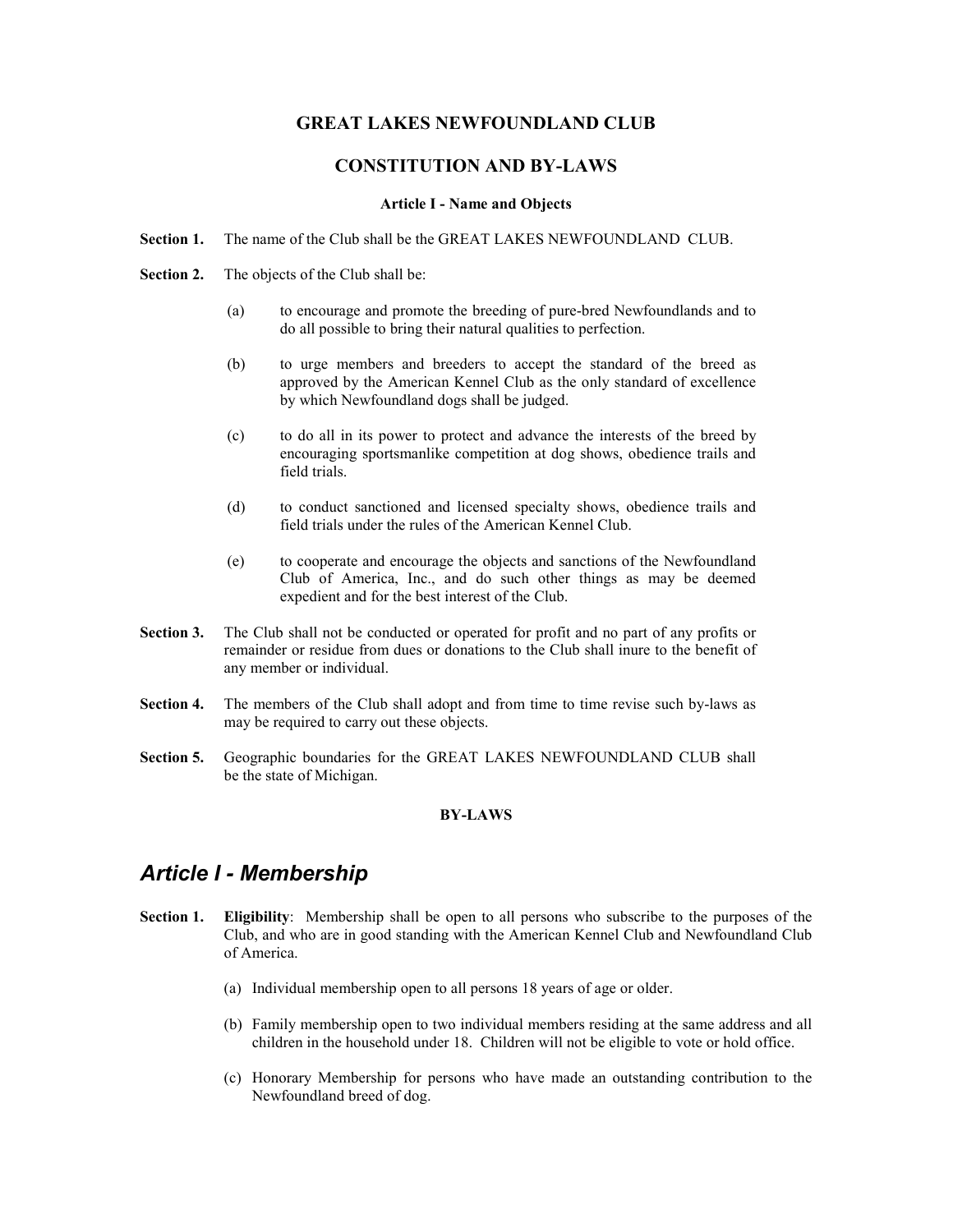# GREAT LAKES NEWFOUNDLAND CLUB

## CONSTITUTION AND BY-LAWS

### Article I - Name and Objects

**Section 1.** The name of the Club shall be the GREAT LAKES NEWFOUNDLAND CLUB.

**Section 2.** The objects of the Club shall be:

(a) to encourage and promote the breeding of pure-bred Newfoundlands and to do all possible to bring their natural qualities to perfection.

(b) to urge members and breeders to accept the standard of the breed as approved by the American Kennel Club as the only standard of excellence by which Newfoundland dogs shall be judged.

(c) to do all in its power to protect and advance the interests of the breed by encouraging sportsmanlike competition at dog shows, obedience trails and field trials.

(d) to conduct sanctioned and licensed specialty shows, obedience trails and field trials under the rules of the American Kennel Club.

(e) to cooperate and encourage the objects and sanctions of the Newfoundland Club of America, Inc., and do such other things as may be deemed expedient and for the best interest of the Club.

**Section 3.** The Club shall not be conducted or operated for profit and no part of any profits or remainder or residue from dues or donations to the Club shall inure to the benefit of any member or individual.

**Section 4.** The members of the Club shall adopt and from time to time revise such by-laws as may be required to carry out these objects.

**Section 5.** Geographic boundaries for the GREAT LAKES NEWFOUNDLAND CLUB shall be the state of Michigan.

### BY-LAWS

## *Article I - Membership*

**Section 1.** **Eligibility**: Membership shall be open to all persons who subscribe to the purposes of the Club, and who are in good standing with the American Kennel Club and Newfoundland Club of America.

(a) Individual membership open to all persons 18 years of age or older.

(b) Family membership open to two individual members residing at the same address and all children in the household under 18. Children will not be eligible to vote or hold office.

(c) Honorary Membership for persons who have made an outstanding contribution to the Newfoundland breed of dog.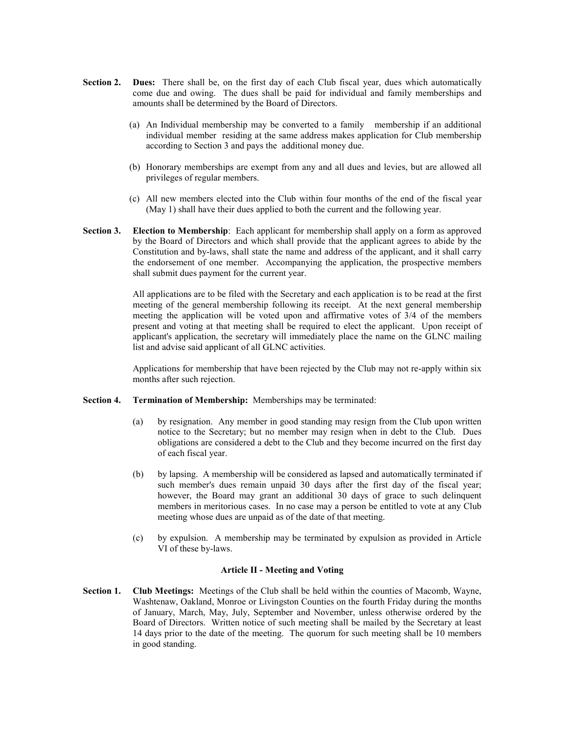**Section 2. Dues:** There shall be, on the first day of each Club fiscal year, dues which automatically come due and owing. The dues shall be paid for individual and family memberships and amounts shall be determined by the Board of Directors.

(a) An Individual membership may be converted to a family membership if an additional individual member residing at the same address makes application for Club membership according to Section 3 and pays the additional money due.

(b) Honorary memberships are exempt from any and all dues and levies, but are allowed all privileges of regular members.

(c) All new members elected into the Club within four months of the end of the fiscal year (May 1) shall have their dues applied to both the current and the following year.

**Section 3. Election to Membership**: Each applicant for membership shall apply on a form as approved by the Board of Directors and which shall provide that the applicant agrees to abide by the Constitution and by-laws, shall state the name and address of the applicant, and it shall carry the endorsement of one member. Accompanying the application, the prospective members shall submit dues payment for the current year.

All applications are to be filed with the Secretary and each application is to be read at the first meeting of the general membership following its receipt. At the next general membership meeting the application will be voted upon and affirmative votes of 3/4 of the members present and voting at that meeting shall be required to elect the applicant. Upon receipt of applicant's application, the secretary will immediately place the name on the GLNC mailing list and advise said applicant of all GLNC activities.

Applications for membership that have been rejected by the Club may not re-apply within six months after such rejection.

**Section 4. Termination of Membership:** Memberships may be terminated:

(a) by resignation. Any member in good standing may resign from the Club upon written notice to the Secretary; but no member may resign when in debt to the Club. Dues obligations are considered a debt to the Club and they become incurred on the first day of each fiscal year.

(b) by lapsing. A membership will be considered as lapsed and automatically terminated if such member's dues remain unpaid 30 days after the first day of the fiscal year; however, the Board may grant an additional 30 days of grace to such delinquent members in meritorious cases. In no case may a person be entitled to vote at any Club meeting whose dues are unpaid as of the date of that meeting.

(c) by expulsion. A membership may be terminated by expulsion as provided in Article VI of these by-laws.

## Article II - Meeting and Voting

**Section 1. Club Meetings:** Meetings of the Club shall be held within the counties of Macomb, Wayne, Washtenaw, Oakland, Monroe or Livingston Counties on the fourth Friday during the months of January, March, May, July, September and November, unless otherwise ordered by the Board of Directors. Written notice of such meeting shall be mailed by the Secretary at least 14 days prior to the date of the meeting. The quorum for such meeting shall be 10 members in good standing.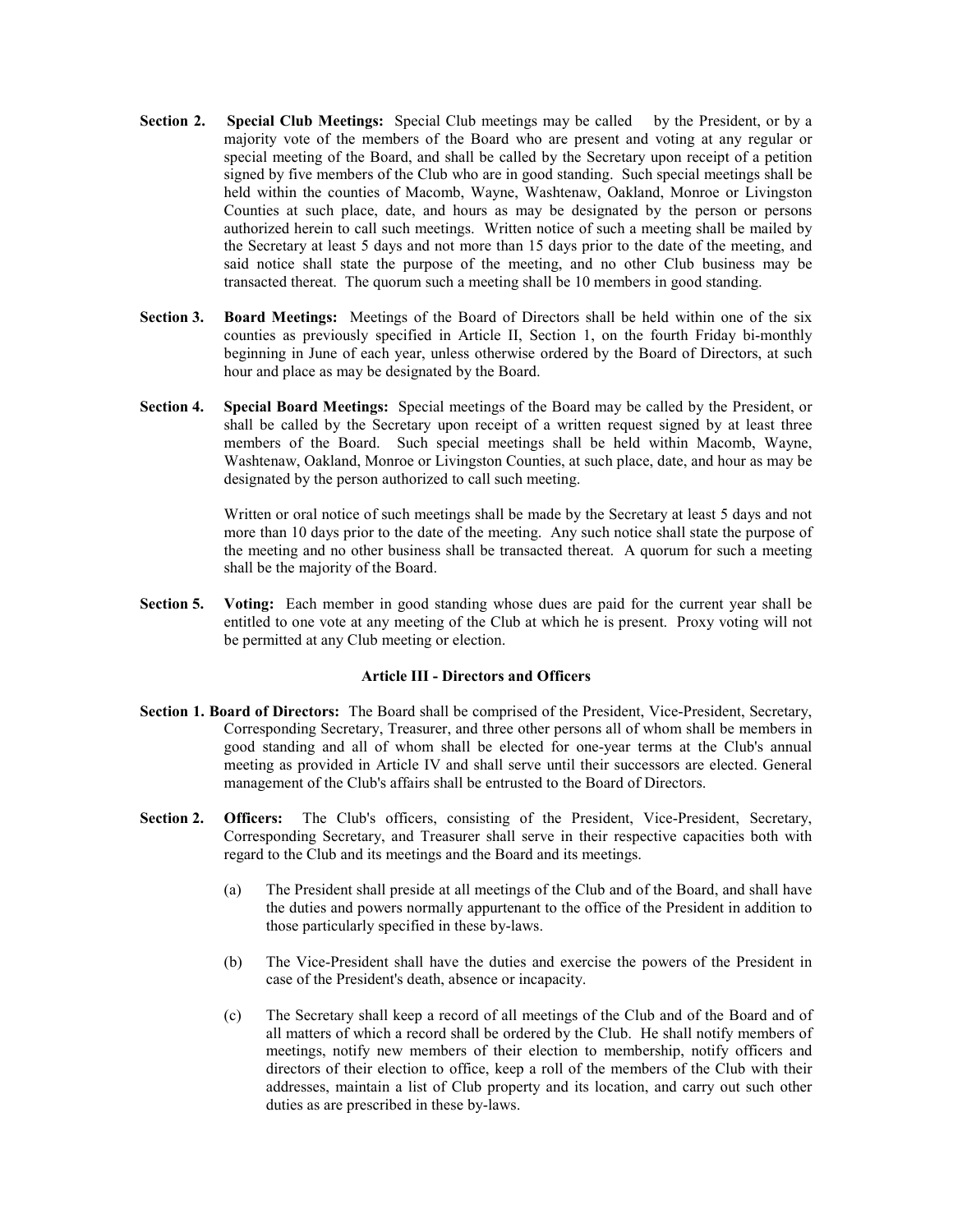**Section 2.** **Special Club Meetings:** Special Club meetings may be called by the President, or by a majority vote of the members of the Board who are present and voting at any regular or special meeting of the Board, and shall be called by the Secretary upon receipt of a petition signed by five members of the Club who are in good standing. Such special meetings shall be held within the counties of Macomb, Wayne, Washtenaw, Oakland, Monroe or Livingston Counties at such place, date, and hours as may be designated by the person or persons authorized herein to call such meetings. Written notice of such a meeting shall be mailed by the Secretary at least 5 days and not more than 15 days prior to the date of the meeting, and said notice shall state the purpose of the meeting, and no other Club business may be transacted thereat. The quorum such a meeting shall be 10 members in good standing.

**Section 3.** **Board Meetings:** Meetings of the Board of Directors shall be held within one of the six counties as previously specified in Article II, Section 1, on the fourth Friday bi-monthly beginning in June of each year, unless otherwise ordered by the Board of Directors, at such hour and place as may be designated by the Board.

**Section 4.** **Special Board Meetings:** Special meetings of the Board may be called by the President, or shall be called by the Secretary upon receipt of a written request signed by at least three members of the Board. Such special meetings shall be held within Macomb, Wayne, Washtenaw, Oakland, Monroe or Livingston Counties, at such place, date, and hour as may be designated by the person authorized to call such meeting.

Written or oral notice of such meetings shall be made by the Secretary at least 5 days and not more than 10 days prior to the date of the meeting. Any such notice shall state the purpose of the meeting and no other business shall be transacted thereat. A quorum for such a meeting shall be the majority of the Board.

**Section 5.** **Voting:** Each member in good standing whose dues are paid for the current year shall be entitled to one vote at any meeting of the Club at which he is present. Proxy voting will not be permitted at any Club meeting or election.

## Article III - Directors and Officers

**Section 1. Board of Directors:** The Board shall be comprised of the President, Vice-President, Secretary, Corresponding Secretary, Treasurer, and three other persons all of whom shall be members in good standing and all of whom shall be elected for one-year terms at the Club's annual meeting as provided in Article IV and shall serve until their successors are elected. General management of the Club's affairs shall be entrusted to the Board of Directors.

**Section 2.** **Officers:** The Club's officers, consisting of the President, Vice-President, Secretary, Corresponding Secretary, and Treasurer shall serve in their respective capacities both with regard to the Club and its meetings and the Board and its meetings.

(a) The President shall preside at all meetings of the Club and of the Board, and shall have the duties and powers normally appurtenant to the office of the President in addition to those particularly specified in these by-laws.

(b) The Vice-President shall have the duties and exercise the powers of the President in case of the President's death, absence or incapacity.

(c) The Secretary shall keep a record of all meetings of the Club and of the Board and of all matters of which a record shall be ordered by the Club. He shall notify members of meetings, notify new members of their election to membership, notify officers and directors of their election to office, keep a roll of the members of the Club with their addresses, maintain a list of Club property and its location, and carry out such other duties as are prescribed in these by-laws.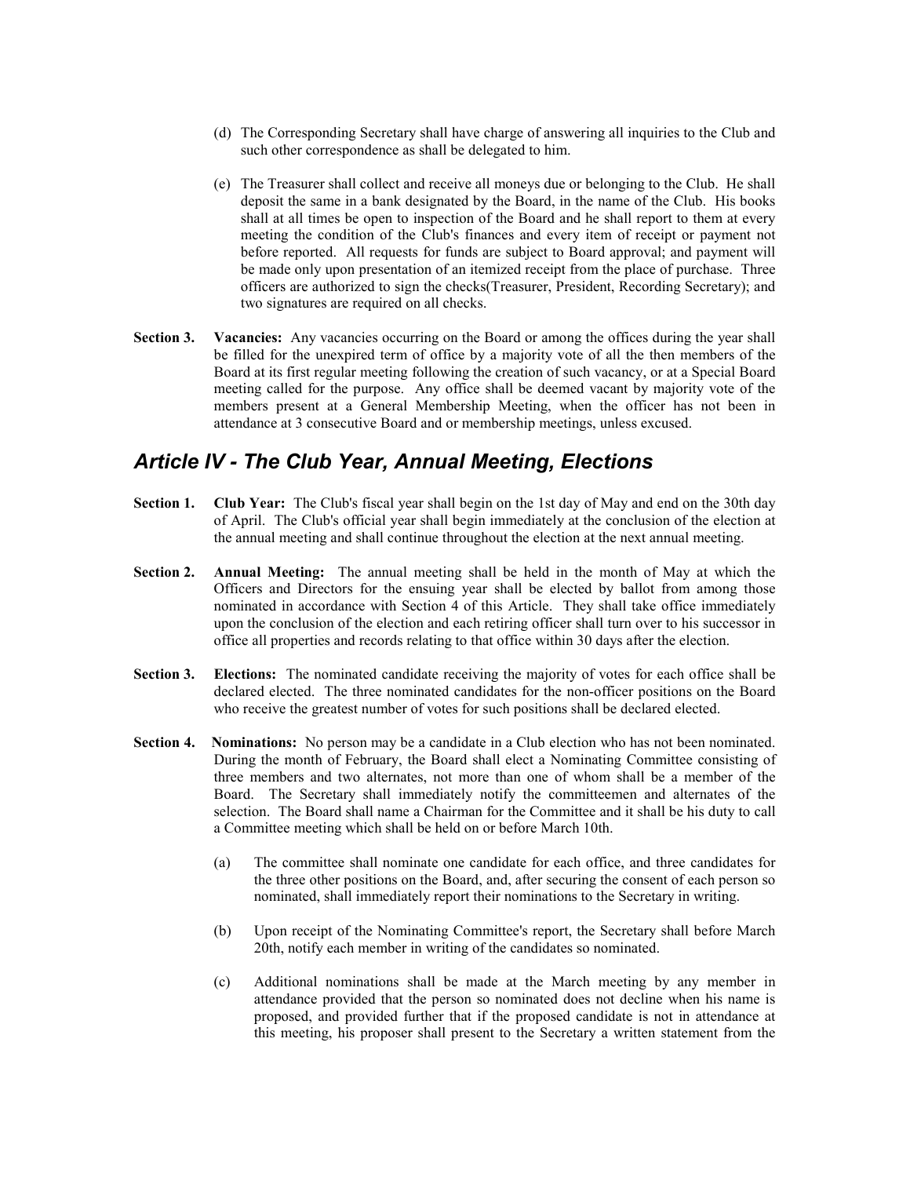(d) The Corresponding Secretary shall have charge of answering all inquiries to the Club and such other correspondence as shall be delegated to him.

(e) The Treasurer shall collect and receive all moneys due or belonging to the Club. He shall deposit the same in a bank designated by the Board, in the name of the Club. His books shall at all times be open to inspection of the Board and he shall report to them at every meeting the condition of the Club's finances and every item of receipt or payment not before reported. All requests for funds are subject to Board approval; and payment will be made only upon presentation of an itemized receipt from the place of purchase. Three officers are authorized to sign the checks(Treasurer, President, Recording Secretary); and two signatures are required on all checks.

**Section 3.** **Vacancies:** Any vacancies occurring on the Board or among the offices during the year shall be filled for the unexpired term of office by a majority vote of all the then members of the Board at its first regular meeting following the creation of such vacancy, or at a Special Board meeting called for the purpose. Any office shall be deemed vacant by majority vote of the members present at a General Membership Meeting, when the officer has not been in attendance at 3 consecutive Board and or membership meetings, unless excused.

## *Article IV - The Club Year, Annual Meeting, Elections*

**Section 1.** **Club Year:** The Club's fiscal year shall begin on the 1st day of May and end on the 30th day of April. The Club's official year shall begin immediately at the conclusion of the election at the annual meeting and shall continue throughout the election at the next annual meeting.

**Section 2.** **Annual Meeting:** The annual meeting shall be held in the month of May at which the Officers and Directors for the ensuing year shall be elected by ballot from among those nominated in accordance with Section 4 of this Article. They shall take office immediately upon the conclusion of the election and each retiring officer shall turn over to his successor in office all properties and records relating to that office within 30 days after the election.

**Section 3.** **Elections:** The nominated candidate receiving the majority of votes for each office shall be declared elected. The three nominated candidates for the non-officer positions on the Board who receive the greatest number of votes for such positions shall be declared elected.

**Section 4.** **Nominations:** No person may be a candidate in a Club election who has not been nominated. During the month of February, the Board shall elect a Nominating Committee consisting of three members and two alternates, not more than one of whom shall be a member of the Board. The Secretary shall immediately notify the committeemen and alternates of the selection. The Board shall name a Chairman for the Committee and it shall be his duty to call a Committee meeting which shall be held on or before March 10th.

(a) The committee shall nominate one candidate for each office, and three candidates for the three other positions on the Board, and, after securing the consent of each person so nominated, shall immediately report their nominations to the Secretary in writing.

(b) Upon receipt of the Nominating Committee's report, the Secretary shall before March 20th, notify each member in writing of the candidates so nominated.

(c) Additional nominations shall be made at the March meeting by any member in attendance provided that the person so nominated does not decline when his name is proposed, and provided further that if the proposed candidate is not in attendance at this meeting, his proposer shall present to the Secretary a written statement from the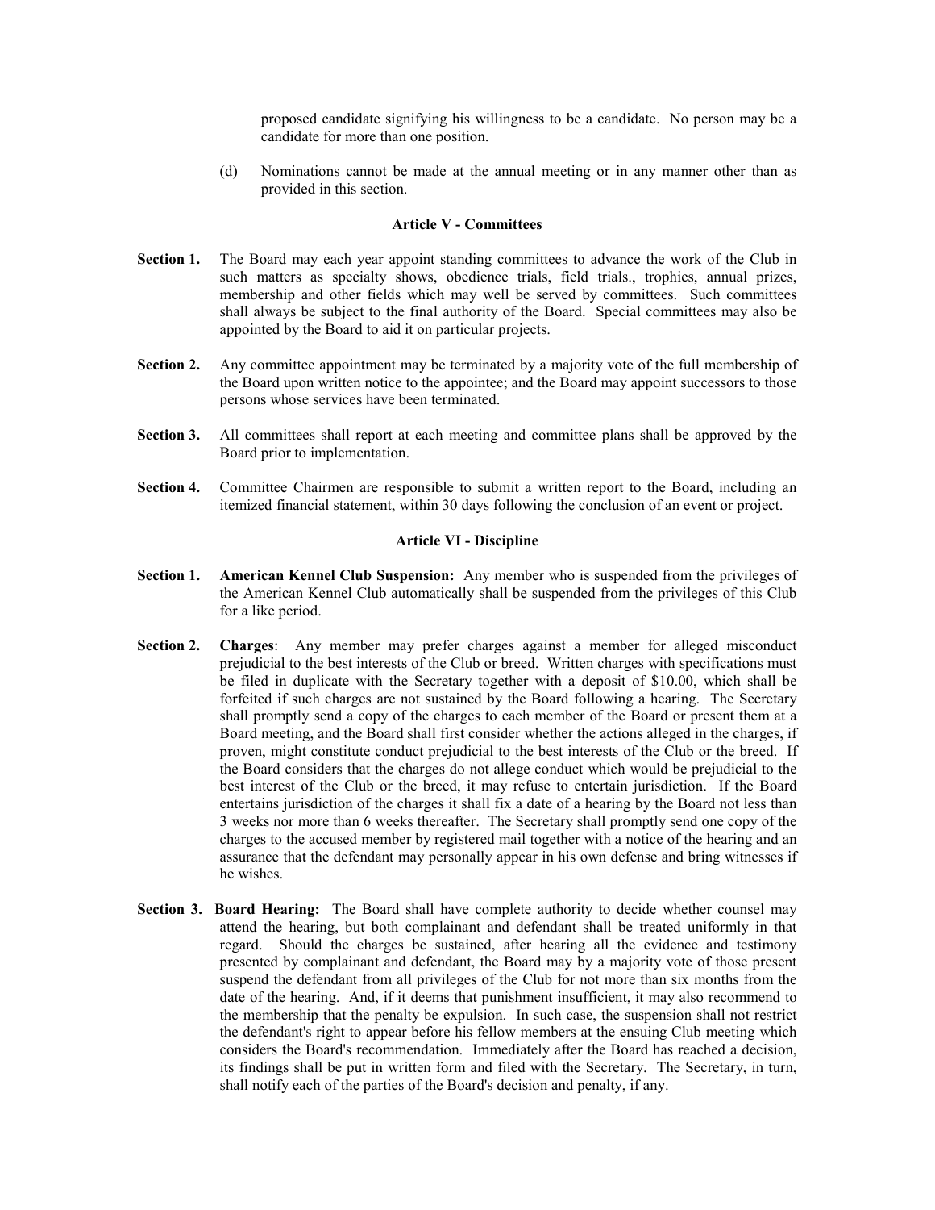proposed candidate signifying his willingness to be a candidate. No person may be a candidate for more than one position.

(d) Nominations cannot be made at the annual meeting or in any manner other than as provided in this section.

### Article V - Committees

**Section 1.** The Board may each year appoint standing committees to advance the work of the Club in such matters as specialty shows, obedience trials, field trials., trophies, annual prizes, membership and other fields which may well be served by committees. Such committees shall always be subject to the final authority of the Board. Special committees may also be appointed by the Board to aid it on particular projects.

**Section 2.** Any committee appointment may be terminated by a majority vote of the full membership of the Board upon written notice to the appointee; and the Board may appoint successors to those persons whose services have been terminated.

**Section 3.** All committees shall report at each meeting and committee plans shall be approved by the Board prior to implementation.

**Section 4.** Committee Chairmen are responsible to submit a written report to the Board, including an itemized financial statement, within 30 days following the conclusion of an event or project.

### Article VI - Discipline

**Section 1.** **American Kennel Club Suspension:** Any member who is suspended from the privileges of the American Kennel Club automatically shall be suspended from the privileges of this Club for a like period.

**Section 2.** **Charges**: Any member may prefer charges against a member for alleged misconduct prejudicial to the best interests of the Club or breed. Written charges with specifications must be filed in duplicate with the Secretary together with a deposit of $10.00, which shall be forfeited if such charges are not sustained by the Board following a hearing. The Secretary shall promptly send a copy of the charges to each member of the Board or present them at a Board meeting, and the Board shall first consider whether the actions alleged in the charges, if proven, might constitute conduct prejudicial to the best interests of the Club or the breed. If the Board considers that the charges do not allege conduct which would be prejudicial to the best interest of the Club or the breed, it may refuse to entertain jurisdiction. If the Board entertains jurisdiction of the charges it shall fix a date of a hearing by the Board not less than 3 weeks nor more than 6 weeks thereafter. The Secretary shall promptly send one copy of the charges to the accused member by registered mail together with a notice of the hearing and an assurance that the defendant may personally appear in his own defense and bring witnesses if he wishes.

**Section 3.** **Board Hearing:** The Board shall have complete authority to decide whether counsel may attend the hearing, but both complainant and defendant shall be treated uniformly in that regard. Should the charges be sustained, after hearing all the evidence and testimony presented by complainant and defendant, the Board may by a majority vote of those present suspend the defendant from all privileges of the Club for not more than six months from the date of the hearing. And, if it deems that punishment insufficient, it may also recommend to the membership that the penalty be expulsion. In such case, the suspension shall not restrict the defendant's right to appear before his fellow members at the ensuing Club meeting which considers the Board's recommendation. Immediately after the Board has reached a decision, its findings shall be put in written form and filed with the Secretary. The Secretary, in turn, shall notify each of the parties of the Board's decision and penalty, if any.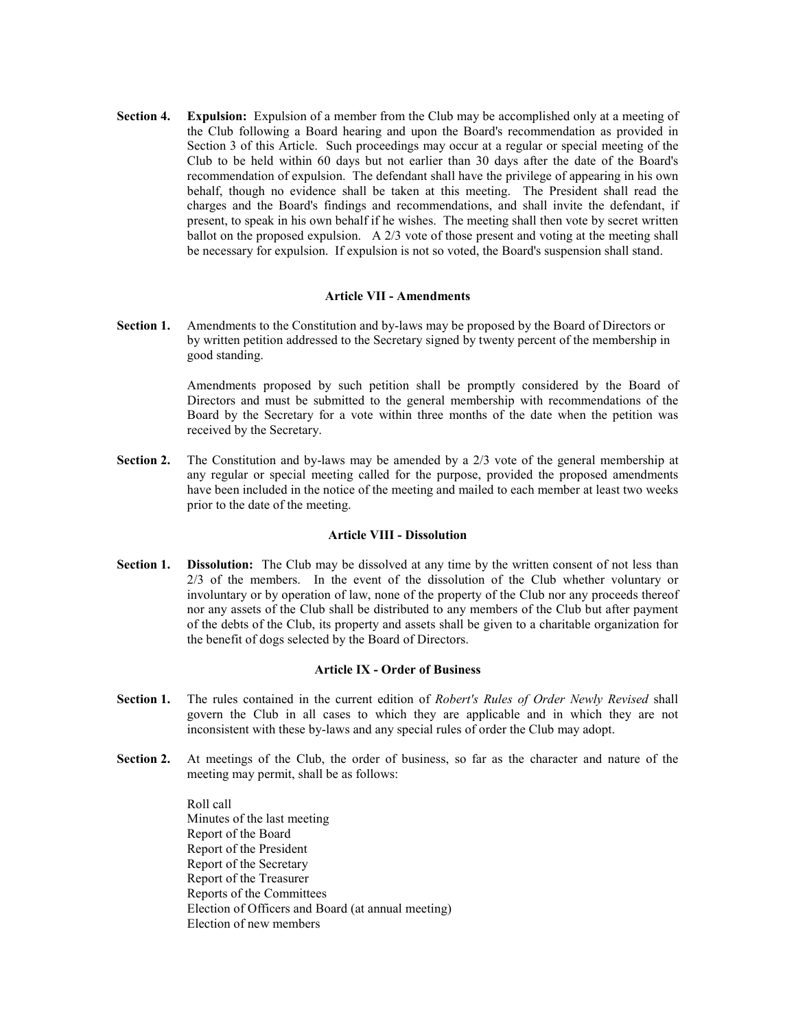**Section 4.** **Expulsion:** Expulsion of a member from the Club may be accomplished only at a meeting of the Club following a Board hearing and upon the Board's recommendation as provided in Section 3 of this Article. Such proceedings may occur at a regular or special meeting of the Club to be held within 60 days but not earlier than 30 days after the date of the Board's recommendation of expulsion. The defendant shall have the privilege of appearing in his own behalf, though no evidence shall be taken at this meeting. The President shall read the charges and the Board's findings and recommendations, and shall invite the defendant, if present, to speak in his own behalf if he wishes. The meeting shall then vote by secret written ballot on the proposed expulsion. A 2/3 vote of those present and voting at the meeting shall be necessary for expulsion. If expulsion is not so voted, the Board's suspension shall stand.

### Article VII - Amendments

**Section 1.** Amendments to the Constitution and by-laws may be proposed by the Board of Directors or by written petition addressed to the Secretary signed by twenty percent of the membership in good standing.

Amendments proposed by such petition shall be promptly considered by the Board of Directors and must be submitted to the general membership with recommendations of the Board by the Secretary for a vote within three months of the date when the petition was received by the Secretary.

**Section 2.** The Constitution and by-laws may be amended by a 2/3 vote of the general membership at any regular or special meeting called for the purpose, provided the proposed amendments have been included in the notice of the meeting and mailed to each member at least two weeks prior to the date of the meeting.

### Article VIII - Dissolution

**Section 1.** **Dissolution:** The Club may be dissolved at any time by the written consent of not less than 2/3 of the members. In the event of the dissolution of the Club whether voluntary or involuntary or by operation of law, none of the property of the Club nor any proceeds thereof nor any assets of the Club shall be distributed to any members of the Club but after payment of the debts of the Club, its property and assets shall be given to a charitable organization for the benefit of dogs selected by the Board of Directors.

### Article IX - Order of Business

**Section 1.** The rules contained in the current edition of *Robert's Rules of Order Newly Revised* shall govern the Club in all cases to which they are applicable and in which they are not inconsistent with these by-laws and any special rules of order the Club may adopt.

**Section 2.** At meetings of the Club, the order of business, so far as the character and nature of the meeting may permit, shall be as follows:

Roll call
Minutes of the last meeting
Report of the Board
Report of the President
Report of the Secretary
Report of the Treasurer
Reports of the Committees
Election of Officers and Board (at annual meeting)
Election of new members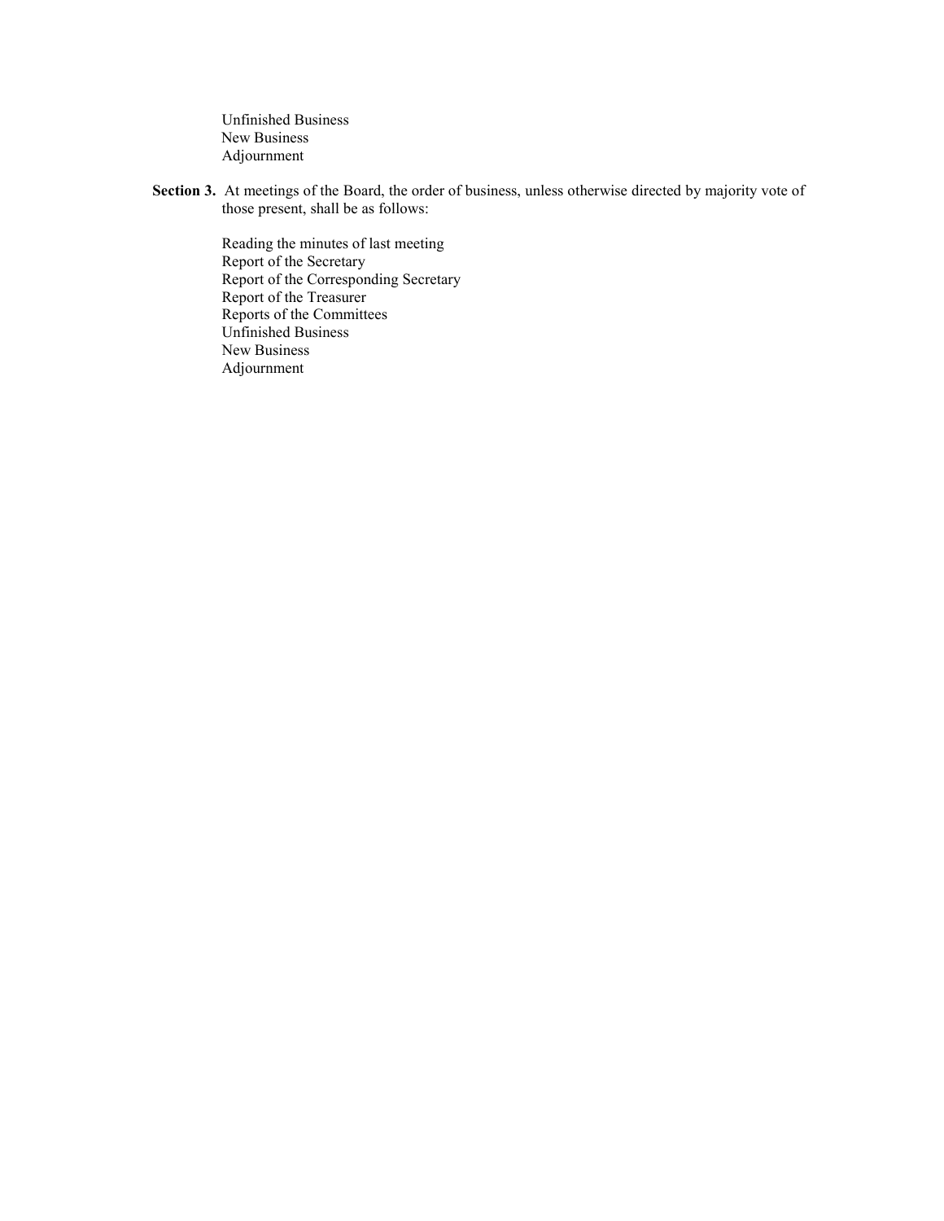Unfinished Business
New Business
Adjournment

**Section 3.** At meetings of the Board, the order of business, unless otherwise directed by majority vote of those present, shall be as follows:

Reading the minutes of last meeting
Report of the Secretary
Report of the Corresponding Secretary
Report of the Treasurer
Reports of the Committees
Unfinished Business
New Business
Adjournment